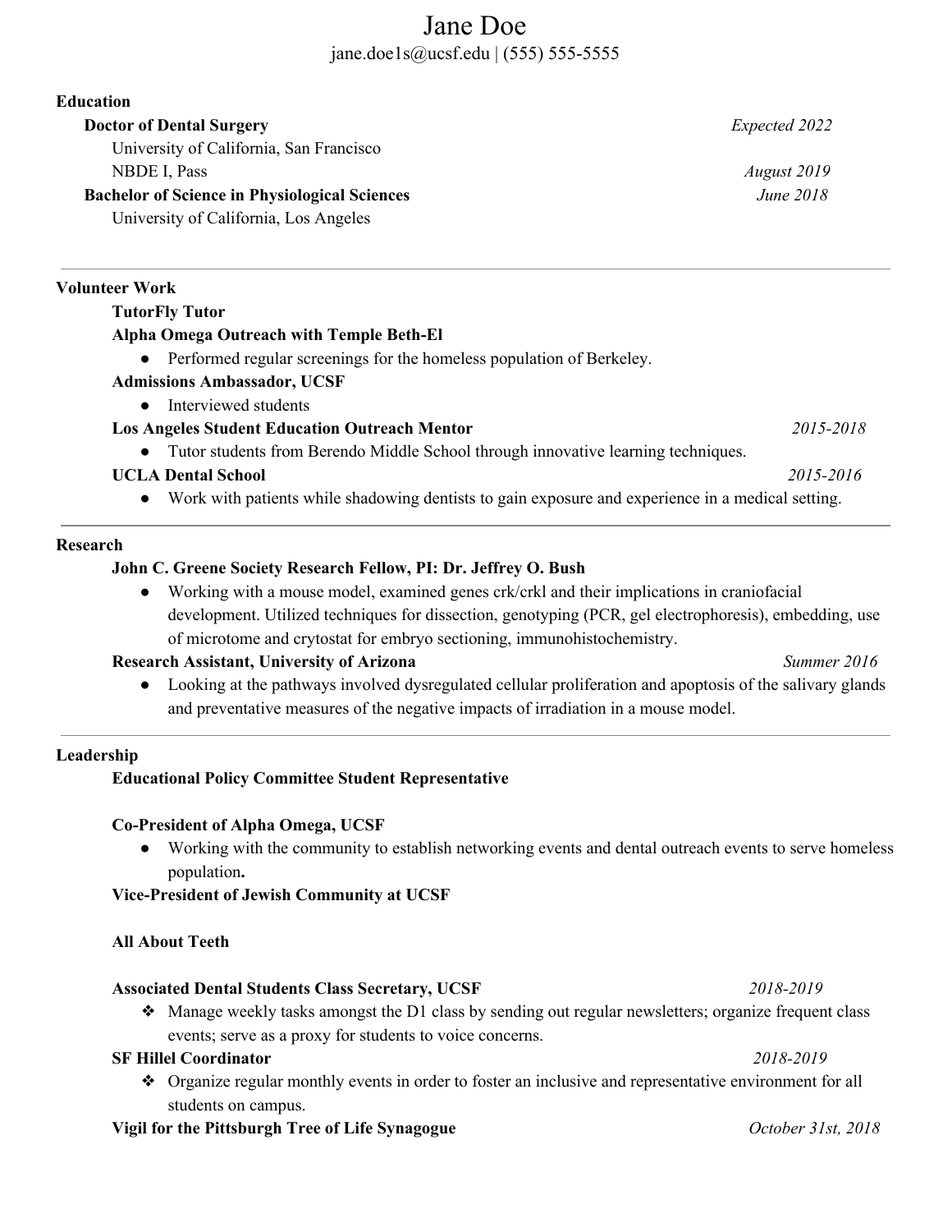# Jane Doe

jane.doe1s@ucsf.edu | (555) 555-5555

## Education

**Doctor of Dental Surgery** *Expected 2022*

University of California, San Francisco

NBDE I, Pass *August 2019*

**Bachelor of Science in Physiological Sciences** *June 2018*

University of California, Los Angeles

---

## Volunteer Work

**TutorFly Tutor**

**Alpha Omega Outreach with Temple Beth-El**

- Performed regular screenings for the homeless population of Berkeley.

**Admissions Ambassador, UCSF**

- Interviewed students

**Los Angeles Student Education Outreach Mentor** *2015-2018*

- Tutor students from Berendo Middle School through innovative learning techniques.

**UCLA Dental School** *2015-2016*

- Work with patients while shadowing dentists to gain exposure and experience in a medical setting.

---

## Research

**John C. Greene Society Research Fellow, PI: Dr. Jeffrey O. Bush**

- Working with a mouse model, examined genes crk/crkl and their implications in craniofacial development. Utilized techniques for dissection, genotyping (PCR, gel electrophoresis), embedding, use of microtome and crytostat for embryo sectioning, immunohistochemistry.

**Research Assistant, University of Arizona** *Summer 2016*

- Looking at the pathways involved dysregulated cellular proliferation and apoptosis of the salivary glands and preventative measures of the negative impacts of irradiation in a mouse model.

---

## Leadership

**Educational Policy Committee Student Representative**

**Co-President of Alpha Omega, UCSF**

- Working with the community to establish networking events and dental outreach events to serve homeless population**.**

**Vice-President of Jewish Community at UCSF**

**All About Teeth**

**Associated Dental Students Class Secretary, UCSF** *2018-2019*

- Manage weekly tasks amongst the D1 class by sending out regular newsletters; organize frequent class events; serve as a proxy for students to voice concerns.

**SF Hillel Coordinator** *2018-2019*

- Organize regular monthly events in order to foster an inclusive and representative environment for all students on campus.

**Vigil for the Pittsburgh Tree of Life Synagogue** *October 31st, 2018*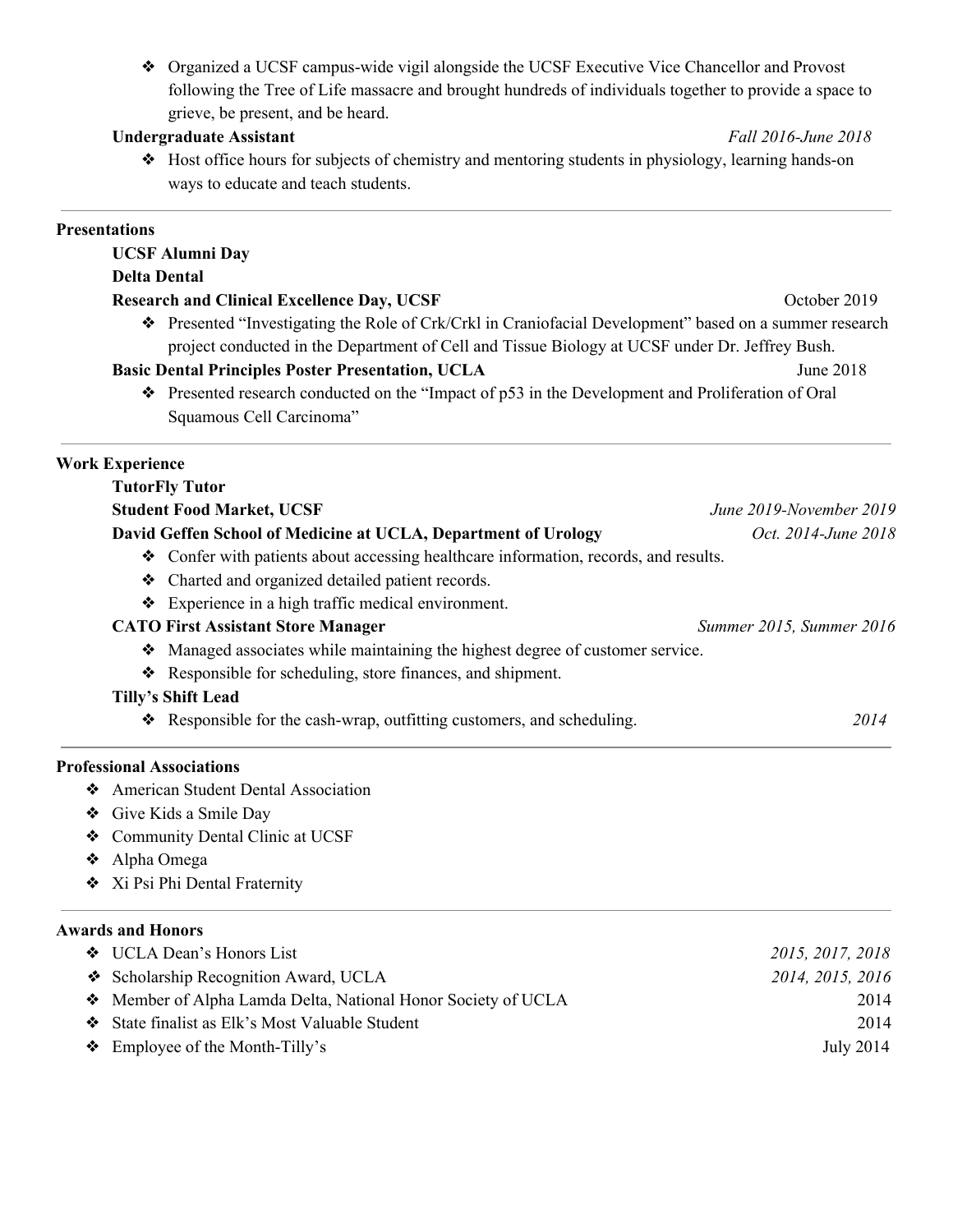- Organized a UCSF campus-wide vigil alongside the UCSF Executive Vice Chancellor and Provost following the Tree of Life massacre and brought hundreds of individuals together to provide a space to grieve, be present, and be heard.

**Undergraduate Assistant** *Fall 2016-June 2018*

- Host office hours for subjects of chemistry and mentoring students in physiology, learning hands-on ways to educate and teach students.

---

## Presentations

**UCSF Alumni Day**

**Delta Dental**

**Research and Clinical Excellence Day, UCSF** October 2019

- Presented "Investigating the Role of Crk/Crkl in Craniofacial Development" based on a summer research project conducted in the Department of Cell and Tissue Biology at UCSF under Dr. Jeffrey Bush.

**Basic Dental Principles Poster Presentation, UCLA** June 2018

- Presented research conducted on the "Impact of p53 in the Development and Proliferation of Oral Squamous Cell Carcinoma"

---

## Work Experience

**TutorFly Tutor**

**Student Food Market, UCSF** *June 2019-November 2019*

**David Geffen School of Medicine at UCLA, Department of Urology** *Oct. 2014-June 2018*

- Confer with patients about accessing healthcare information, records, and results.
- Charted and organized detailed patient records.
- Experience in a high traffic medical environment.

**CATO First Assistant Store Manager** *Summer 2015, Summer 2016*

- Managed associates while maintaining the highest degree of customer service.
- Responsible for scheduling, store finances, and shipment.

**Tilly's Shift Lead**

- Responsible for the cash-wrap, outfitting customers, and scheduling. *2014*

---

## Professional Associations

- American Student Dental Association
- Give Kids a Smile Day
- Community Dental Clinic at UCSF
- Alpha Omega
- Xi Psi Phi Dental Fraternity

---

## Awards and Honors

- UCLA Dean's Honors List *2015, 2017, 2018*
- Scholarship Recognition Award, UCLA *2014, 2015, 2016*
- Member of Alpha Lamda Delta, National Honor Society of UCLA 2014
- State finalist as Elk's Most Valuable Student 2014
- Employee of the Month-Tilly's July 2014